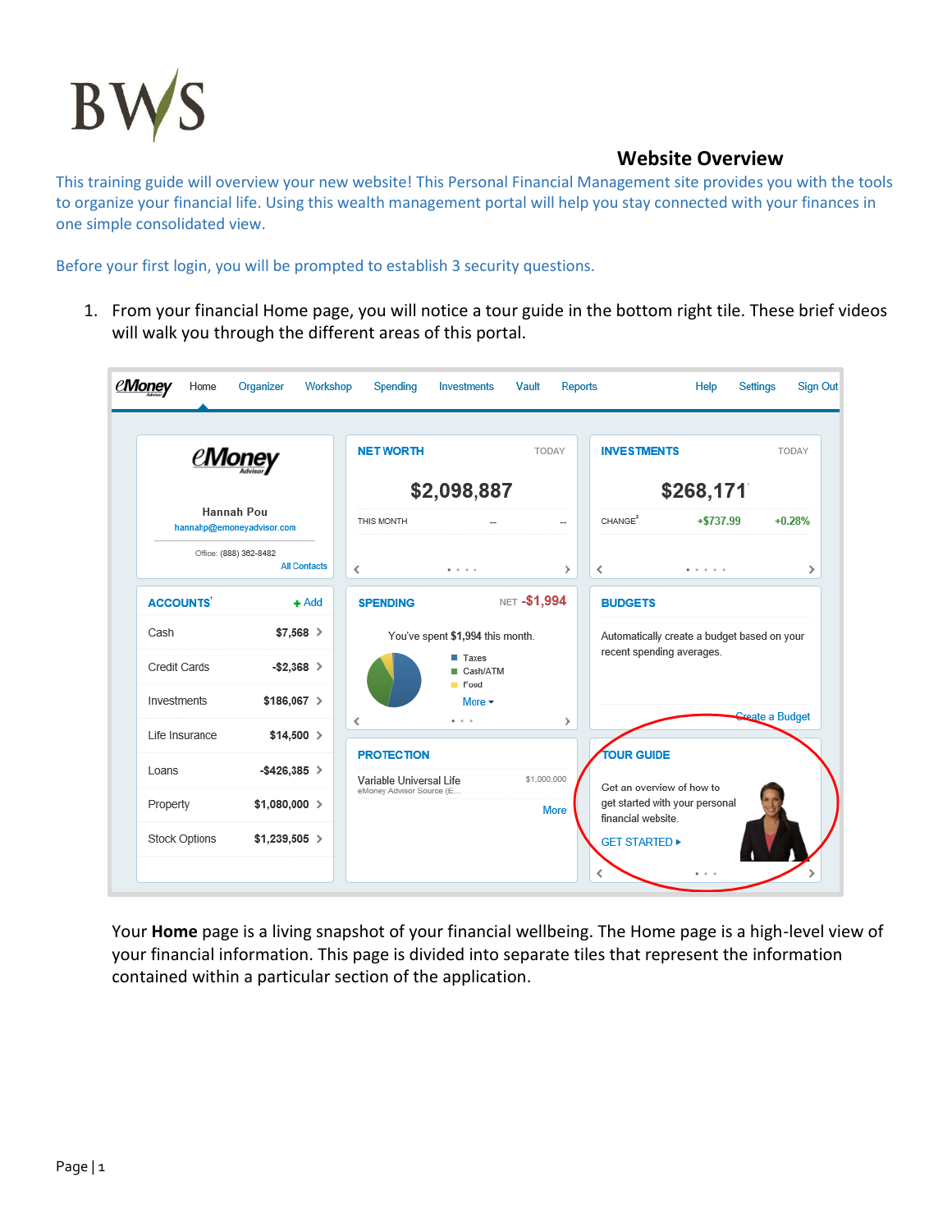BWS

# Website Overview

This training guide will overview your new website! This Personal Financial Management site provides you with the tools to organize your financial life. Using this wealth management portal will help you stay connected with your finances in one simple consolidated view.

Before your first login, you will be prompted to establish 3 security questions.

1. From your financial Home page, you will notice a tour guide in the bottom right tile. These brief videos will walk you through the different areas of this portal.

Your **Home** page is a living snapshot of your financial wellbeing. The Home page is a high-level view of your financial information. This page is divided into separate tiles that represent the information contained within a particular section of the application.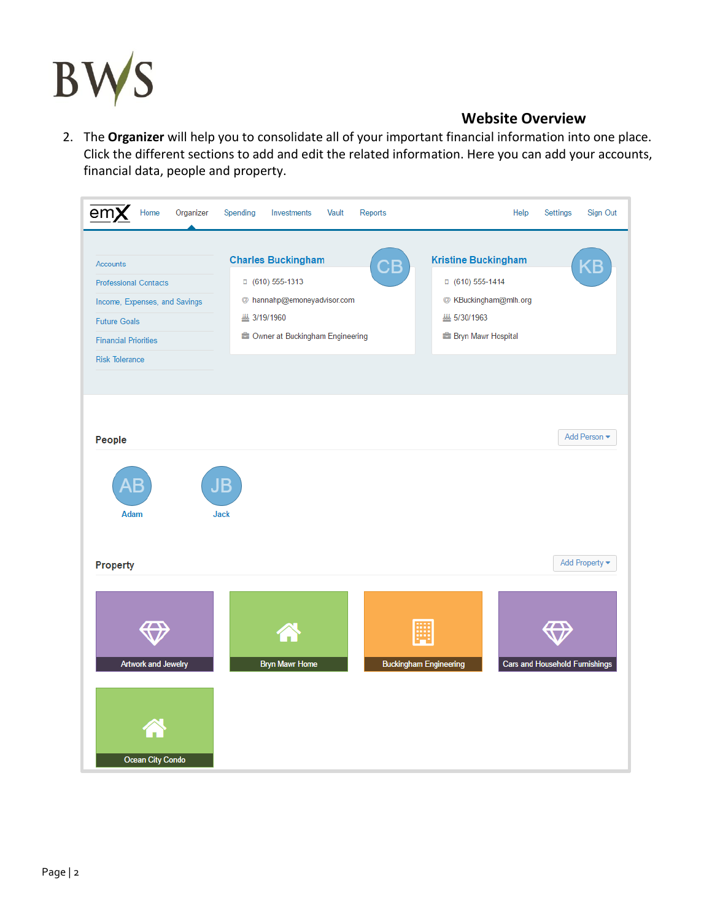## Website Overview

2. The **Organizer** will help you to consolidate all of your important financial information into one place. Click the different sections to add and edit the related information. Here you can add your accounts, financial data, people and property.

emX | Home | Organizer | Spending | Investments | Vault | Reports | Help | Settings | Sign Out

- Accounts
- Professional Contacts
- Income, Expenses, and Savings
- Future Goals
- Financial Priorities
- Risk Tolerance

**Charles Buckingham** (CB)
- (610) 555-1313
- hannahp@emoneyadvisor.com
- 3/19/1960
- Owner at Buckingham Engineering

**Kristine Buckingham** (KB)
- (610) 555-1414
- KBuckingham@mlh.org
- 5/30/1963
- Bryn Mawr Hospital

**People** — Add Person

- AB Adam
- JB Jack

**Property** — Add Property

- Artwork and Jewelry
- Bryn Mawr Home
- Buckingham Engineering
- Cars and Household Furnishings
- Ocean City Condo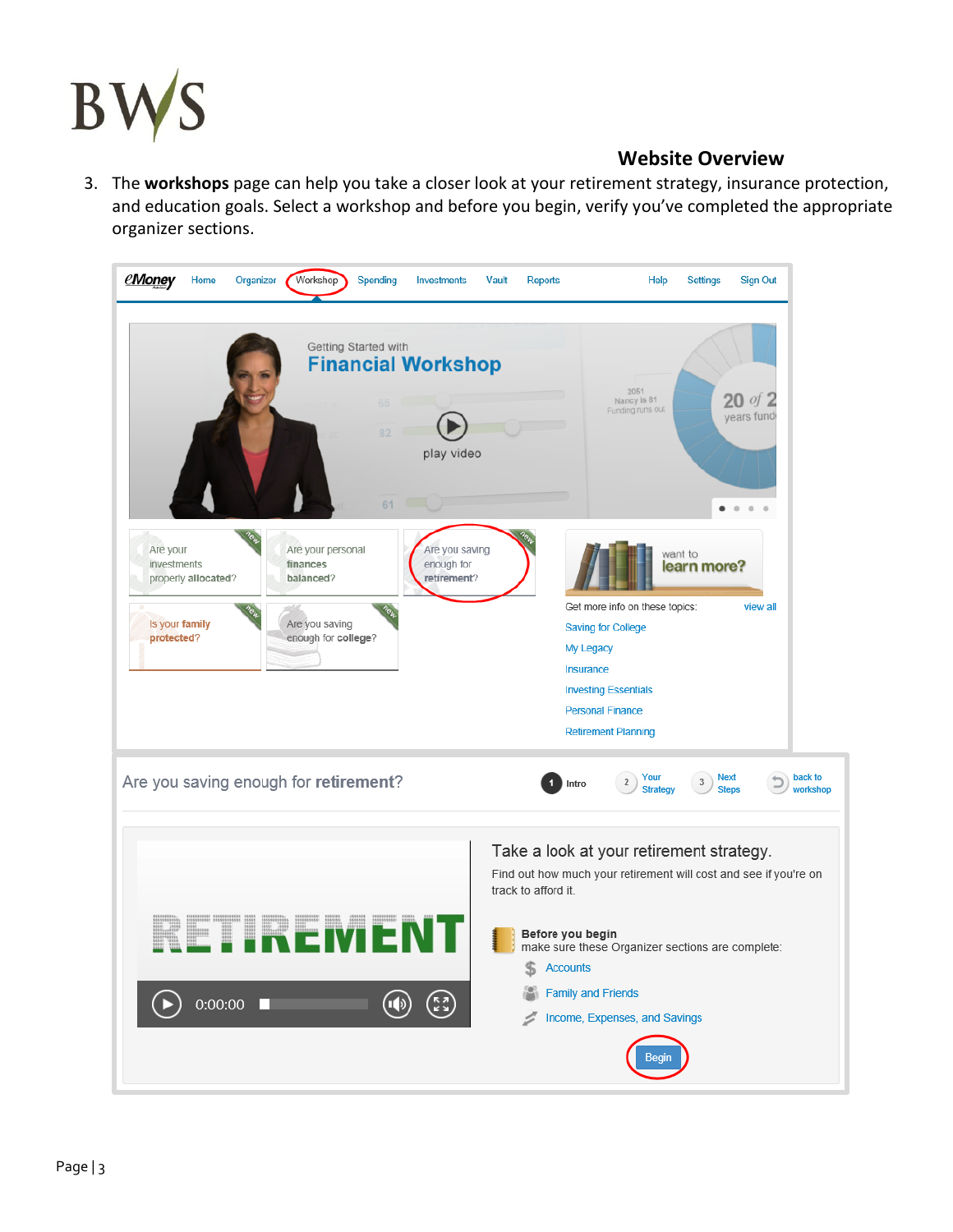## Website Overview

3. The **workshops** page can help you take a closer look at your retirement strategy, insurance protection, and education goals. Select a workshop and before you begin, verify you've completed the appropriate organizer sections.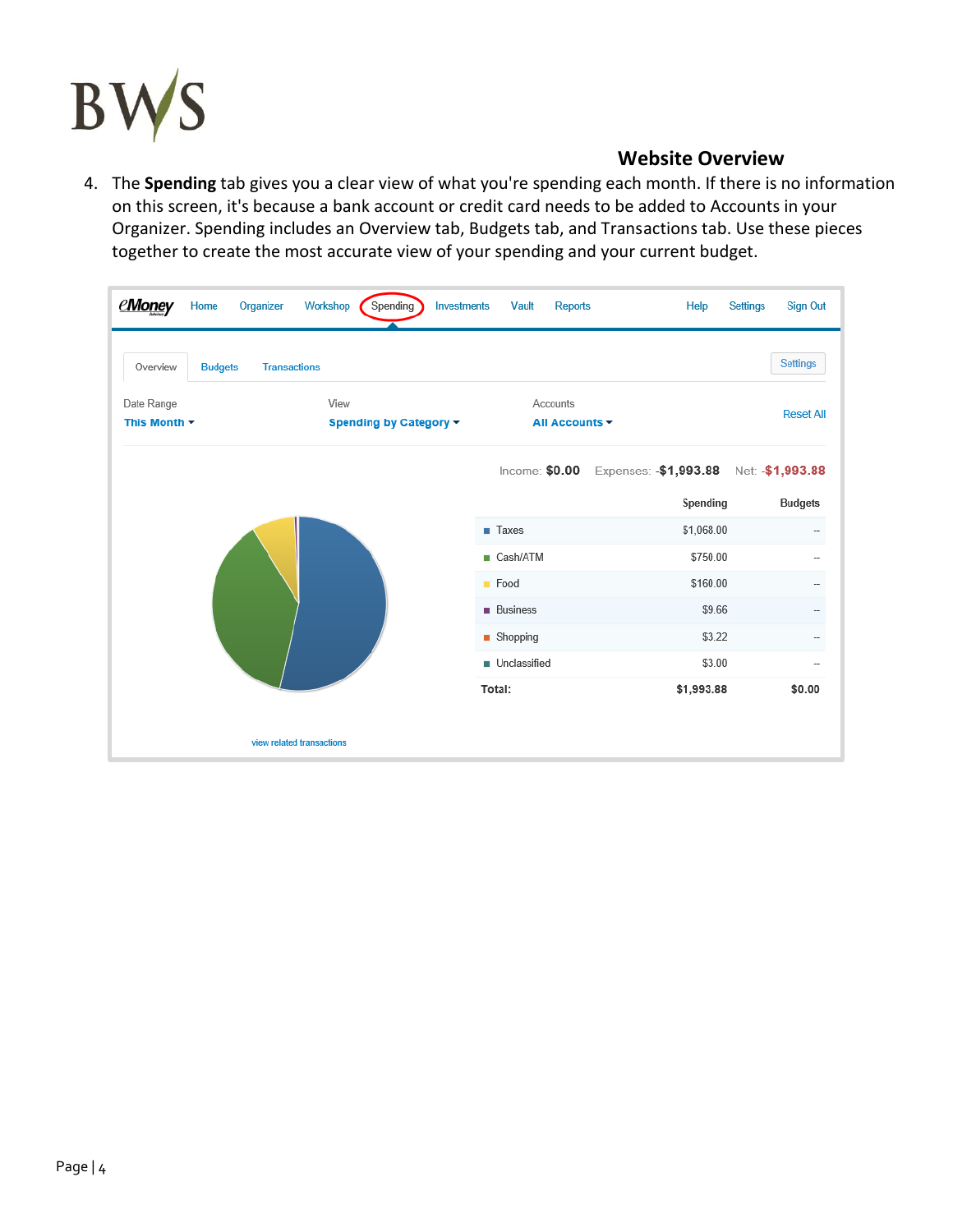## Website Overview

4. The **Spending** tab gives you a clear view of what you're spending each month. If there is no information on this screen, it's because a bank account or credit card needs to be added to Accounts in your Organizer. Spending includes an Overview tab, Budgets tab, and Transactions tab. Use these pieces together to create the most accurate view of your spending and your current budget.

Income: $0.00 Expenses: -$1,993.88 Net: -$1,993.88

| | Spending | Budgets |
|---|---|---|
| Taxes | $1,068.00 | -- |
| Cash/ATM | $750.00 | -- |
| Food | $160.00 | -- |
| Business | $9.66 | -- |
| Shopping | $3.22 | -- |
| Unclassified | $3.00 | -- |
| **Total:** | **$1,993.88** | **$0.00** |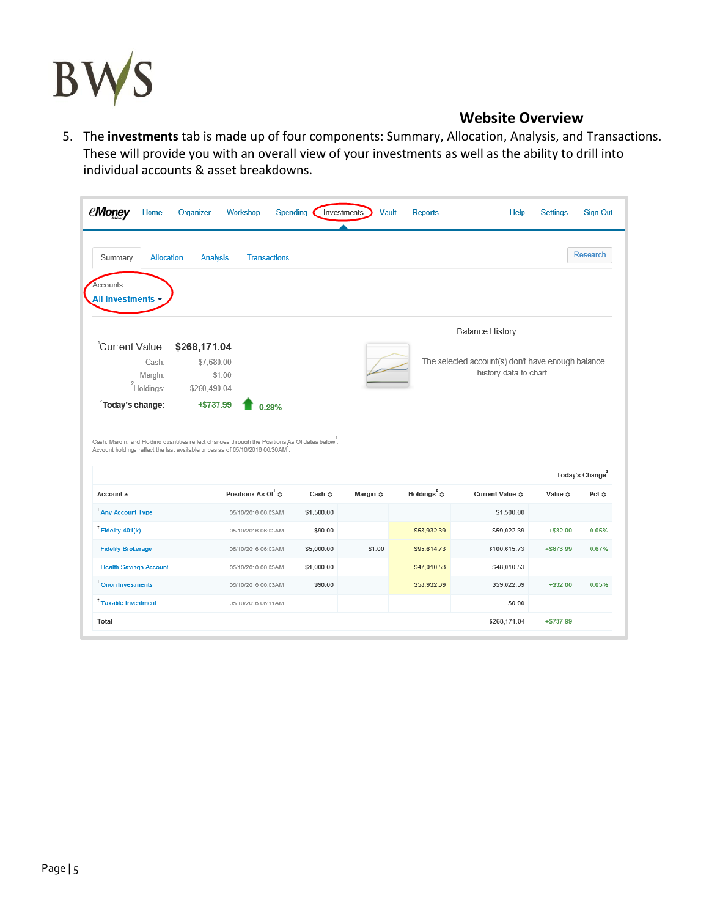## Website Overview

5. The **investments** tab is made up of four components: Summary, Allocation, Analysis, and Transactions. These will provide you with an overall view of your investments as well as the ability to drill into individual accounts & asset breakdowns.

eMoney | Home | Organizer | Workshop | Spending | Investments | Vault | Reports | Help | Settings | Sign Out

Summary | Allocation | Analysis | Transactions | Research

Accounts
**All Investments**

Current Value: **$268,171.04**
Cash: $7,680.00
Margin: $1.00
Holdings: $260,490.04
**Today's change:** +$737.99 0.28%

Cash, Margin, and Holding quantities reflect changes through the Positions As Of dates below. Account holdings reflect the last available prices as of 05/10/2016 06:36AM.

Balance History

The selected account(s) don't have enough balance history data to chart.

| Account | Positions As Of | Cash | Margin | Holdings | Current Value | Today's Change Value | Today's Change Pct |
|---|---|---|---|---|---|---|---|
| Any Account Type | 05/10/2016 06:03AM | $1,500.00 | | | $1,500.00 | | |
| Fidelity 401(k) | 05/10/2016 06:03AM | $90.00 | | $58,932.39 | $59,022.39 | +$32.00 | 0.05% |
| Fidelity Brokerage | 05/10/2016 06:03AM | $5,000.00 | $1.00 | $95,614.73 | $100,615.73 | +$673.99 | 0.67% |
| Health Savings Account | 05/10/2016 06:03AM | $1,000.00 | | $47,010.53 | $48,010.53 | | |
| Orion Investments | 05/10/2016 06:03AM | $90.00 | | $58,932.39 | $59,022.39 | +$32.00 | 0.05% |
| Taxable Investment | 05/10/2016 06:11AM | | | | $0.00 | | |
| Total | | | | | $268,171.04 | +$737.99 | |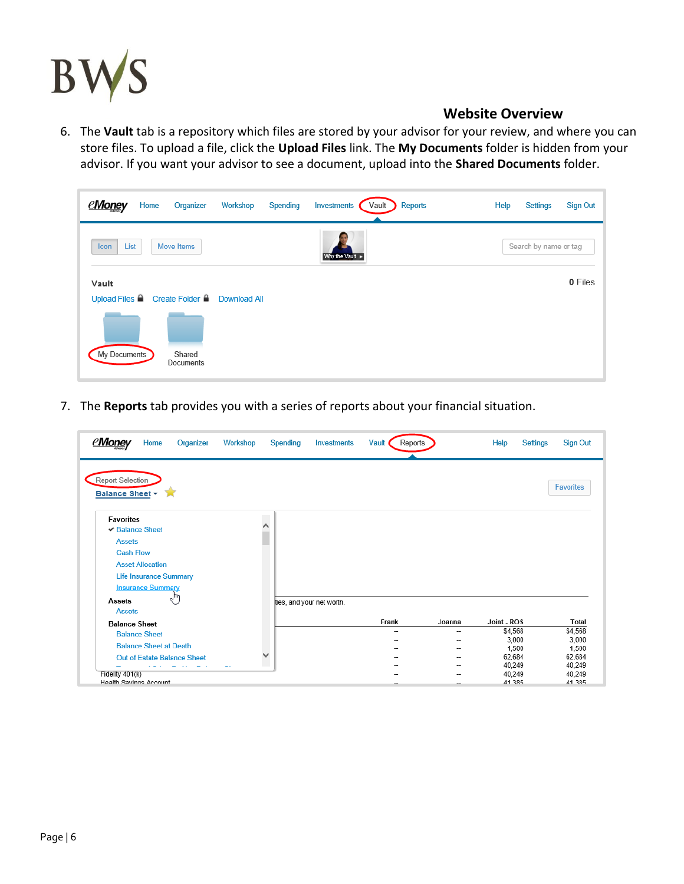## Website Overview

6. The **Vault** tab is a repository which files are stored by your advisor for your review, and where you can store files. To upload a file, click the **Upload Files** link. The **My Documents** folder is hidden from your advisor. If you want your advisor to see a document, upload into the **Shared Documents** folder.

7. The **Reports** tab provides you with a series of reports about your financial situation.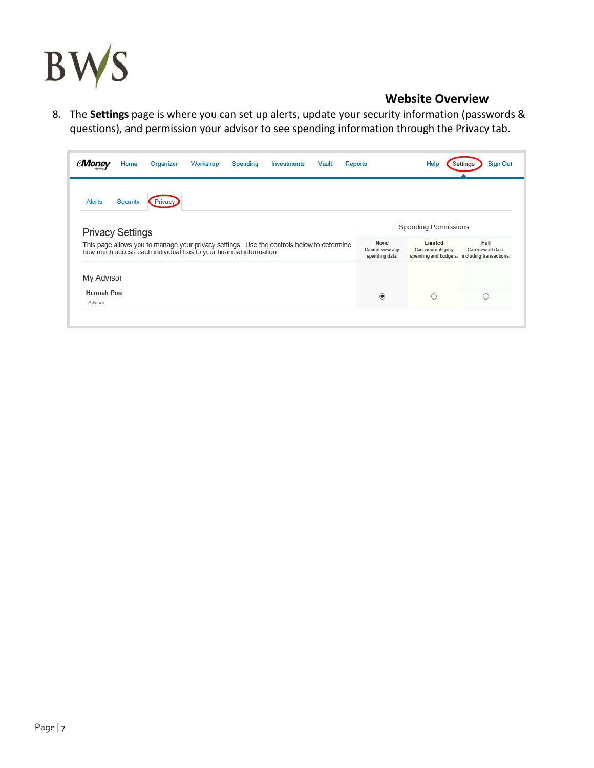## Website Overview

8. The **Settings** page is where you can set up alerts, update your security information (passwords & questions), and permission your advisor to see spending information through the Privacy tab.

eMoney Home Organizer Workshop Spending Investments Vault Reports Help Settings Sign Out

Alerts Security Privacy

### Privacy Settings

This page allows you to manage your privacy settings. Use the controls below to determine how much access each individual has to your financial information.

| | Spending Permissions | | |
|---|---|---|---|
| | **None** Cannot view any spending data. | **Limited** Can view category spending and budgets. | **Full** Can view all data, including transactions. |
| My Advisor | | | |
| **Hannah Pou** Advisor | ◉ | ○ | ○ |